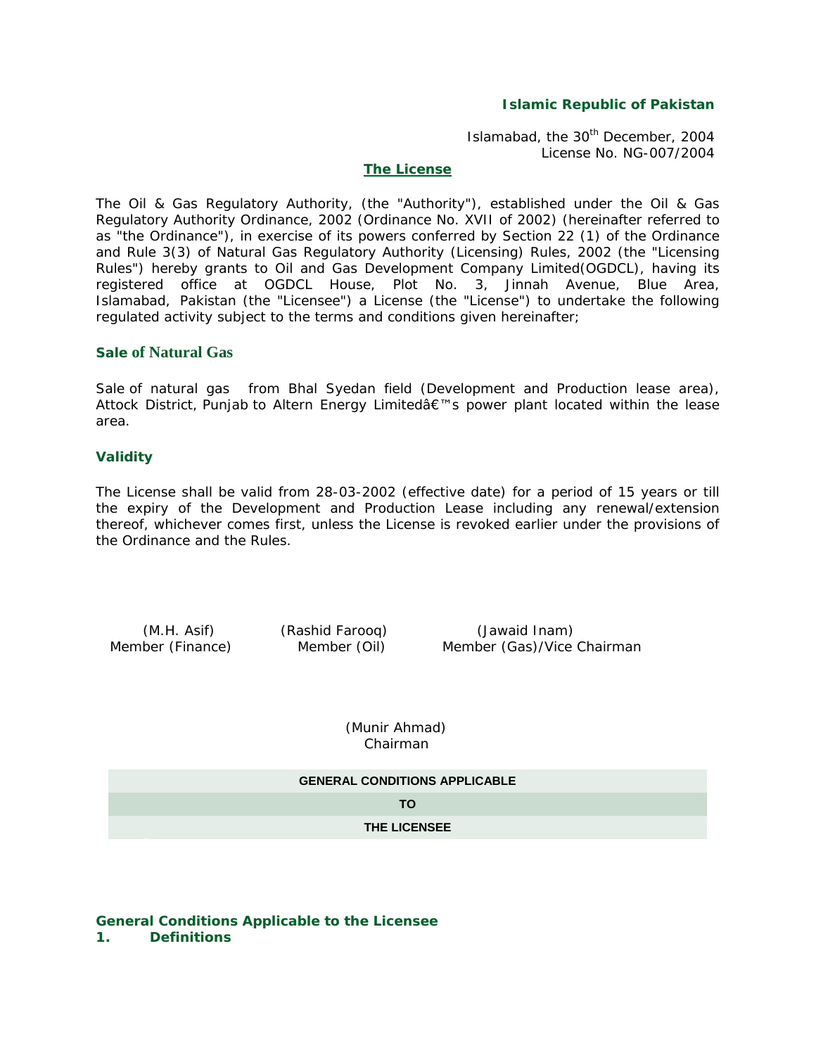**Islamic Republic of Pakistan**

Islamabad, the 30th December, 2004
License No. NG-007/2004

## The License

The Oil & Gas Regulatory Authority, (the "Authority"), established under the Oil & Gas Regulatory Authority Ordinance, 2002 (Ordinance No. XVII of 2002) (hereinafter referred to as "the Ordinance"), in exercise of its powers conferred by Section 22 (1) of the Ordinance and Rule 3(3) of Natural Gas Regulatory Authority (Licensing) Rules, 2002 (the "Licensing Rules") hereby grants to Oil and Gas Development Company Limited(OGDCL), having its registered office at OGDCL House, Plot No. 3, Jinnah Avenue, Blue Area, Islamabad, Pakistan (the "Licensee") a License (the "License") to undertake the following regulated activity subject to the terms and conditions given hereinafter;

### Sale of Natural Gas

Sale of natural gas from Bhal Syedan field (Development and Production lease area), Attock District, Punjab to Altern Energy Limitedâ€™s power plant located within the lease area.

### Validity

The License shall be valid from 28-03-2002 (effective date) for a period of 15 years or till the expiry of the Development and Production Lease including any renewal/extension thereof, whichever comes first, unless the License is revoked earlier under the provisions of the Ordinance and the Rules.

| (M.H. Asif) | (Rashid Farooq) | (Jawaid Inam) |
|---|---|---|
| Member (Finance) | Member (Oil) | Member (Gas)/Vice Chairman |

(Munir Ahmad)
Chairman

**GENERAL CONDITIONS APPLICABLE**

**TO**

**THE LICENSEE**

### General Conditions Applicable to the Licensee

**1. Definitions**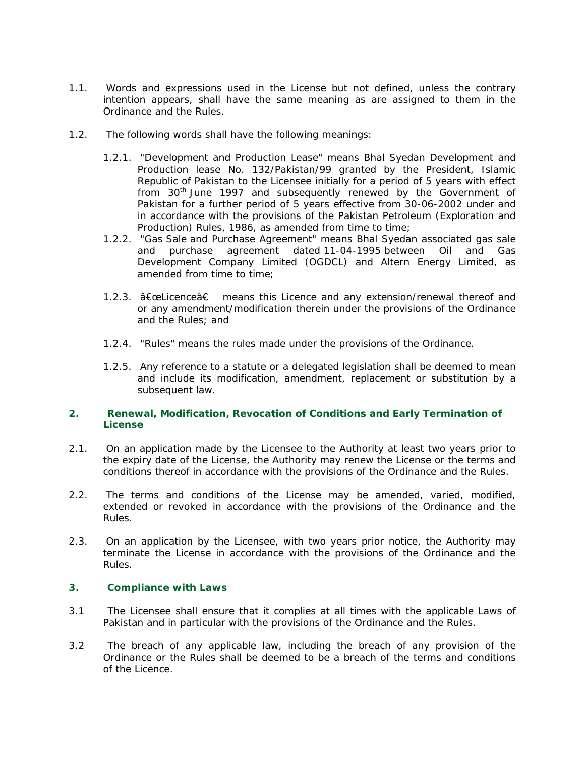1.1. Words and expressions used in the License but not defined, unless the contrary intention appears, shall have the same meaning as are assigned to them in the Ordinance and the Rules.

1.2. The following words shall have the following meanings:

1.2.1. "Development and Production Lease" means Bhal Syedan Development and Production lease No. 132/Pakistan/99 granted by the President, Islamic Republic of Pakistan to the Licensee initially for a period of 5 years with effect from 30th June 1997 and subsequently renewed by the Government of Pakistan for a further period of 5 years effective from 30-06-2002 under and in accordance with the provisions of the Pakistan Petroleum (Exploration and Production) Rules, 1986, as amended from time to time;

1.2.2. "Gas Sale and Purchase Agreement" means Bhal Syedan associated gas sale and purchase agreement dated 11-04-1995 between Oil and Gas Development Company Limited (OGDCL) and Altern Energy Limited, as amended from time to time;

1.2.3. â€œLicenceâ€ means this Licence and any extension/renewal thereof and or any amendment/modification therein under the provisions of the Ordinance and the Rules; and

1.2.4. "Rules" means the rules made under the provisions of the Ordinance.

1.2.5. Any reference to a statute or a delegated legislation shall be deemed to mean and include its modification, amendment, replacement or substitution by a subsequent law.

## 2. Renewal, Modification, Revocation of Conditions and Early Termination of License

2.1. On an application made by the Licensee to the Authority at least two years prior to the expiry date of the License, the Authority may renew the License or the terms and conditions thereof in accordance with the provisions of the Ordinance and the Rules.

2.2. The terms and conditions of the License may be amended, varied, modified, extended or revoked in accordance with the provisions of the Ordinance and the Rules.

2.3. On an application by the Licensee, with two years prior notice, the Authority may terminate the License in accordance with the provisions of the Ordinance and the Rules.

## 3. Compliance with Laws

3.1 The Licensee shall ensure that it complies at all times with the applicable Laws of Pakistan and in particular with the provisions of the Ordinance and the Rules.

3.2 The breach of any applicable law, including the breach of any provision of the Ordinance or the Rules shall be deemed to be a breach of the terms and conditions of the Licence.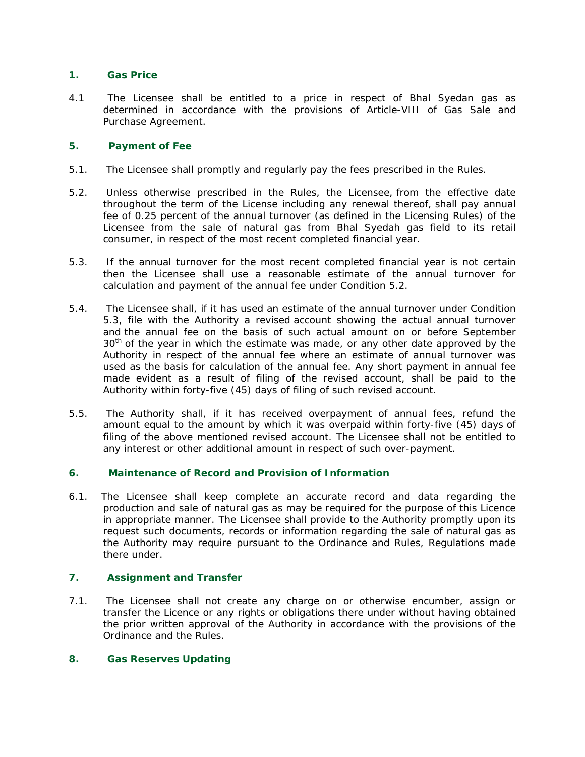## 1. Gas Price

4.1 The Licensee shall be entitled to a price in respect of Bhal Syedan gas as determined in accordance with the provisions of Article-VIII of Gas Sale and Purchase Agreement.

## 5. Payment of Fee

5.1. The Licensee shall promptly and regularly pay the fees prescribed in the Rules.

5.2. Unless otherwise prescribed in the Rules, the Licensee, from the effective date throughout the term of the License including any renewal thereof, shall pay annual fee of 0.25 percent of the annual turnover (as defined in the Licensing Rules) of the Licensee from the sale of natural gas from Bhal Syedah gas field to its retail consumer, in respect of the most recent completed financial year.

5.3. If the annual turnover for the most recent completed financial year is not certain then the Licensee shall use a reasonable estimate of the annual turnover for calculation and payment of the annual fee under Condition 5.2.

5.4. The Licensee shall, if it has used an estimate of the annual turnover under Condition 5.3, file with the Authority a revised account showing the actual annual turnover and the annual fee on the basis of such actual amount on or before September 30th of the year in which the estimate was made, or any other date approved by the Authority in respect of the annual fee where an estimate of annual turnover was used as the basis for calculation of the annual fee. Any short payment in annual fee made evident as a result of filing of the revised account, shall be paid to the Authority within forty-five (45) days of filing of such revised account.

5.5. The Authority shall, if it has received overpayment of annual fees, refund the amount equal to the amount by which it was overpaid within forty-five (45) days of filing of the above mentioned revised account. The Licensee shall not be entitled to any interest or other additional amount in respect of such over-payment.

## 6. Maintenance of Record and Provision of Information

6.1. The Licensee shall keep complete an accurate record and data regarding the production and sale of natural gas as may be required for the purpose of this Licence in appropriate manner. The Licensee shall provide to the Authority promptly upon its request such documents, records or information regarding the sale of natural gas as the Authority may require pursuant to the Ordinance and Rules, Regulations made there under.

## 7. Assignment and Transfer

7.1. The Licensee shall not create any charge on or otherwise encumber, assign or transfer the Licence or any rights or obligations there under without having obtained the prior written approval of the Authority in accordance with the provisions of the Ordinance and the Rules.

## 8. Gas Reserves Updating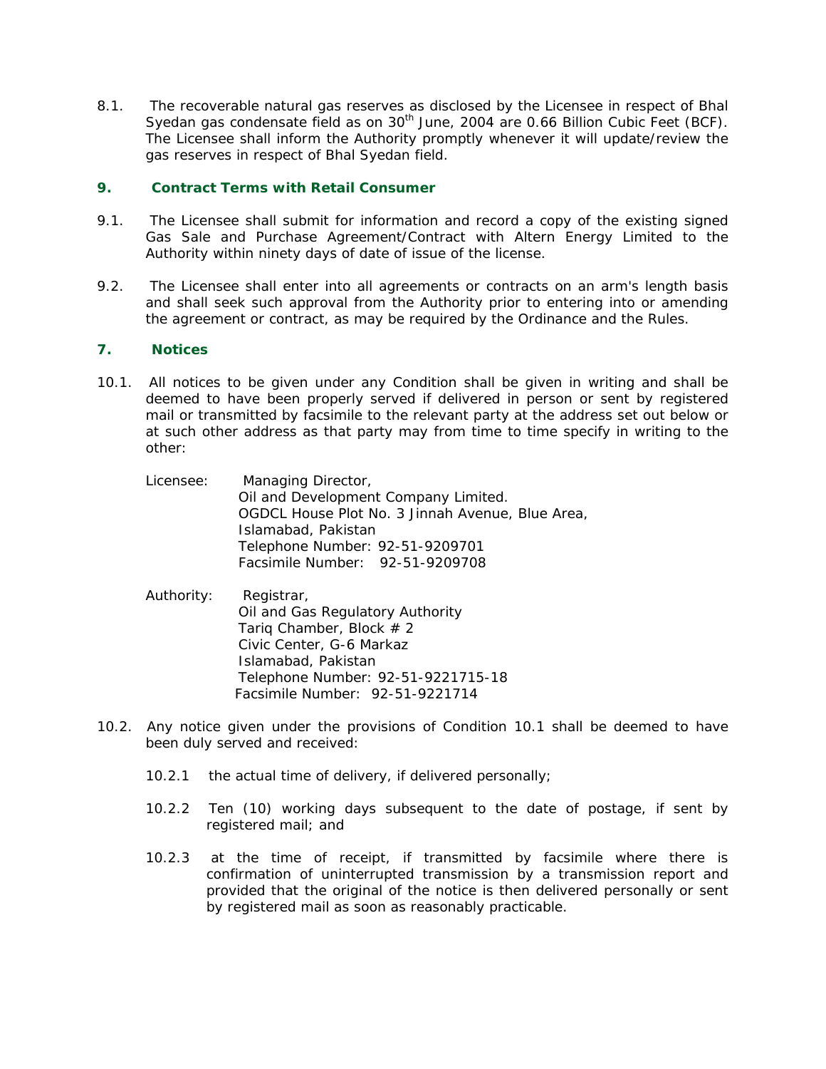8.1. The recoverable natural gas reserves as disclosed by the Licensee in respect of Bhal Syedan gas condensate field as on 30th June, 2004 are 0.66 Billion Cubic Feet (BCF). The Licensee shall inform the Authority promptly whenever it will update/review the gas reserves in respect of Bhal Syedan field.

## 9. Contract Terms with Retail Consumer

9.1. The Licensee shall submit for information and record a copy of the existing signed Gas Sale and Purchase Agreement/Contract with Altern Energy Limited to the Authority within ninety days of date of issue of the license.

9.2. The Licensee shall enter into all agreements or contracts on an arm's length basis and shall seek such approval from the Authority prior to entering into or amending the agreement or contract, as may be required by the Ordinance and the Rules.

## 7. Notices

10.1. All notices to be given under any Condition shall be given in writing and shall be deemed to have been properly served if delivered in person or sent by registered mail or transmitted by facsimile to the relevant party at the address set out below or at such other address as that party may from time to time specify in writing to the other:

Licensee: Managing Director,
Oil and Development Company Limited.
OGDCL House Plot No. 3 Jinnah Avenue, Blue Area,
Islamabad, Pakistan
Telephone Number: 92-51-9209701
Facsimile Number: 92-51-9209708

Authority: Registrar,
Oil and Gas Regulatory Authority
Tariq Chamber, Block # 2
Civic Center, G-6 Markaz
Islamabad, Pakistan
Telephone Number: 92-51-9221715-18
Facsimile Number: 92-51-9221714

10.2. Any notice given under the provisions of Condition 10.1 shall be deemed to have been duly served and received:

10.2.1 the actual time of delivery, if delivered personally;

10.2.2 Ten (10) working days subsequent to the date of postage, if sent by registered mail; and

10.2.3 at the time of receipt, if transmitted by facsimile where there is confirmation of uninterrupted transmission by a transmission report and provided that the original of the notice is then delivered personally or sent by registered mail as soon as reasonably practicable.